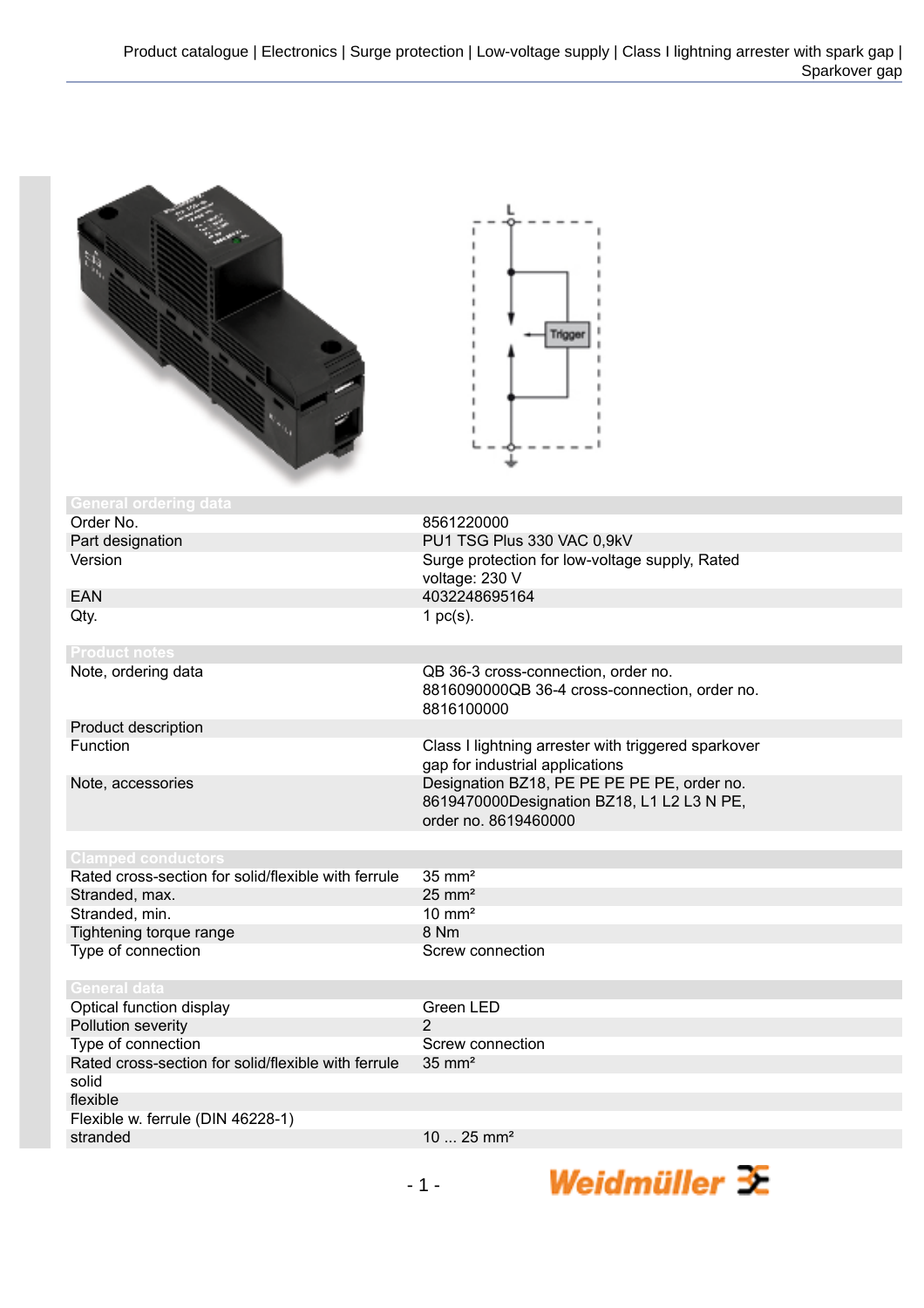## General ordering data

| | |
|---|---|
| Order No. | 8561220000 |
| Part designation | PU1 TSG Plus 330 VAC 0,9kV |
| Version | Surge protection for low-voltage supply, Rated voltage: 230 V |
| EAN | 4032248695164 |
| Qty. | 1 pc(s). |

## Product notes

| | |
|---|---|
| Note, ordering data | QB 36-3 cross-connection, order no. 8816090000QB 36-4 cross-connection, order no. 8816100000 |
| Product description | |
| Function | Class I lightning arrester with triggered sparkover gap for industrial applications |
| Note, accessories | Designation BZ18, PE PE PE PE PE, order no. 8619470000Designation BZ18, L1 L2 L3 N PE, order no. 8619460000 |

## Clamped conductors

| | |
|---|---|
| Rated cross-section for solid/flexible with ferrule | 35 mm² |
| Stranded, max. | 25 mm² |
| Stranded, min. | 10 mm² |
| Tightening torque range | 8 Nm |
| Type of connection | Screw connection |

## General data

| | |
|---|---|
| Optical function display | Green LED |
| Pollution severity | 2 |
| Type of connection | Screw connection |
| Rated cross-section for solid/flexible with ferrule | 35 mm² |
| solid | |
| flexible | |
| Flexible w. ferrule (DIN 46228-1) | |
| stranded | 10 ... 25 mm² |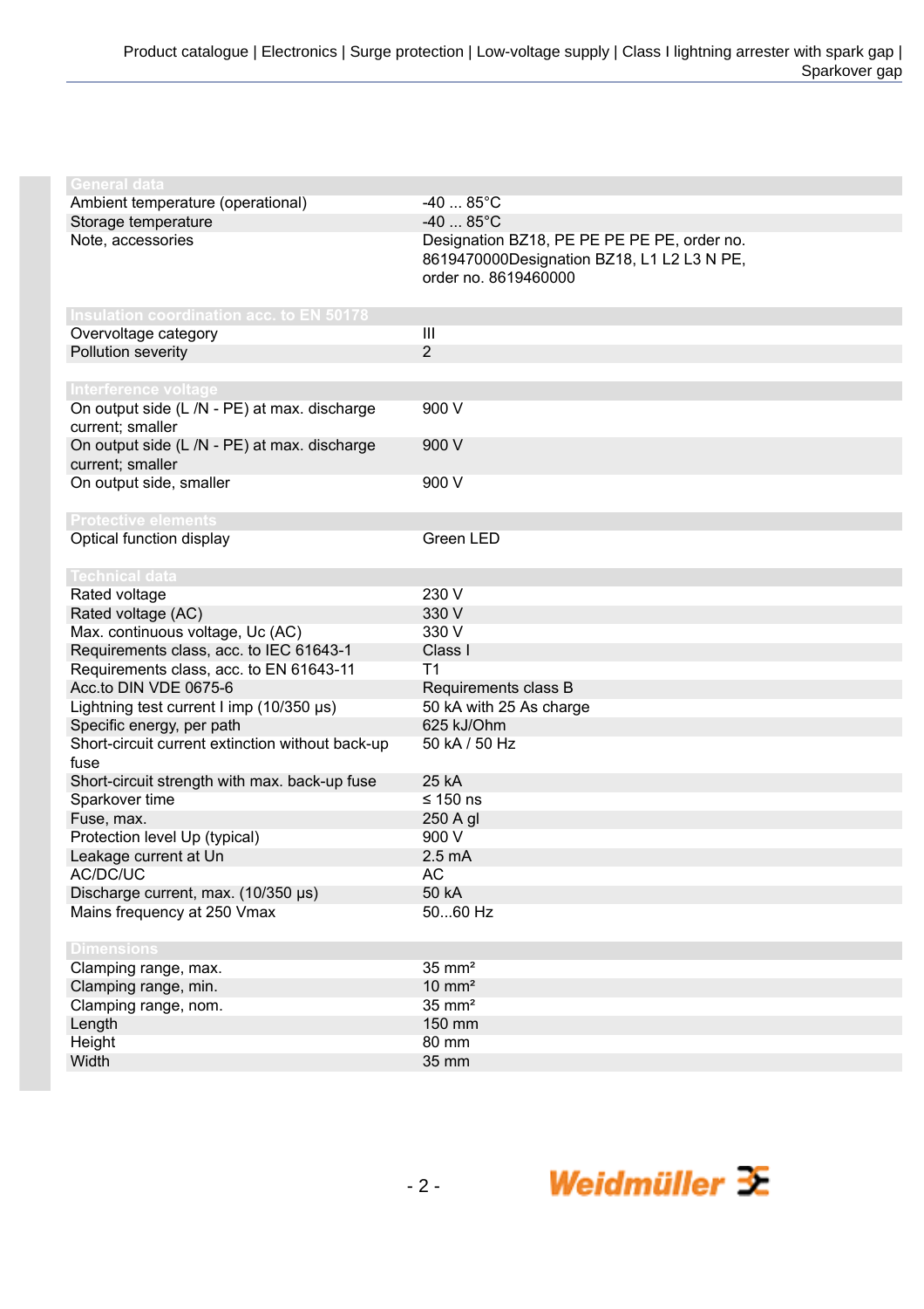## General data

| | |
|---|---|
| Ambient temperature (operational) | -40 ... 85°C |
| Storage temperature | -40 ... 85°C |
| Note, accessories | Designation BZ18, PE PE PE PE PE, order no. 8619470000Designation BZ18, L1 L2 L3 N PE, order no. 8619460000 |

## Insulation coordination acc. to EN 50178

| | |
|---|---|
| Overvoltage category | III |
| Pollution severity | 2 |

## Interference voltage

| | |
|---|---|
| On output side (L /N - PE) at max. discharge current; smaller | 900 V |
| On output side (L /N - PE) at max. discharge current; smaller | 900 V |
| On output side, smaller | 900 V |

## Protective elements

| | |
|---|---|
| Optical function display | Green LED |

## Technical data

| | |
|---|---|
| Rated voltage | 230 V |
| Rated voltage (AC) | 330 V |
| Max. continuous voltage, Uc (AC) | 330 V |
| Requirements class, acc. to IEC 61643-1 | Class I |
| Requirements class, acc. to EN 61643-11 | T1 |
| Acc.to DIN VDE 0675-6 | Requirements class B |
| Lightning test current I imp (10/350 µs) | 50 kA with 25 As charge |
| Specific energy, per path | 625 kJ/Ohm |
| Short-circuit current extinction without back-up fuse | 50 kA / 50 Hz |
| Short-circuit strength with max. back-up fuse | 25 kA |
| Sparkover time | ≤ 150 ns |
| Fuse, max. | 250 A gl |
| Protection level Up (typical) | 900 V |
| Leakage current at Un | 2.5 mA |
| AC/DC/UC | AC |
| Discharge current, max. (10/350 µs) | 50 kA |
| Mains frequency at 250 Vmax | 50...60 Hz |

## Dimensions

| | |
|---|---|
| Clamping range, max. | 35 mm² |
| Clamping range, min. | 10 mm² |
| Clamping range, nom. | 35 mm² |
| Length | 150 mm |
| Height | 80 mm |
| Width | 35 mm |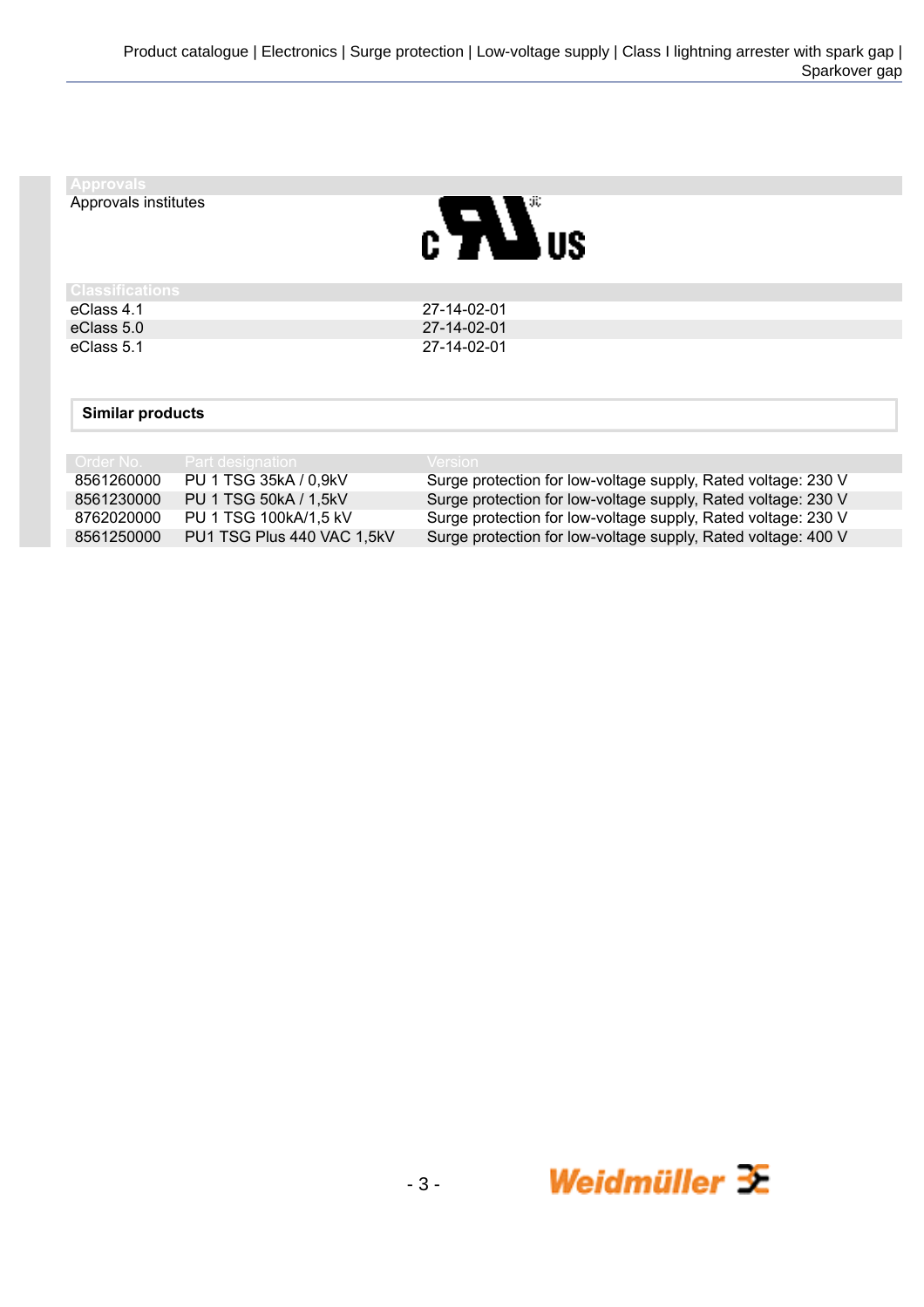## Approvals

| | |
|---|---|
| Approvals institutes | c UL us |

## Classifications

| | |
|---|---|
| eClass 4.1 | 27-14-02-01 |
| eClass 5.0 | 27-14-02-01 |
| eClass 5.1 | 27-14-02-01 |

## Similar products

| Order No. | Part designation | Version |
|---|---|---|
| 8561260000 | PU 1 TSG 35kA / 0,9kV | Surge protection for low-voltage supply, Rated voltage: 230 V |
| 8561230000 | PU 1 TSG 50kA / 1,5kV | Surge protection for low-voltage supply, Rated voltage: 230 V |
| 8762020000 | PU 1 TSG 100kA/1,5 kV | Surge protection for low-voltage supply, Rated voltage: 230 V |
| 8561250000 | PU1 TSG Plus 440 VAC 1,5kV | Surge protection for low-voltage supply, Rated voltage: 400 V |